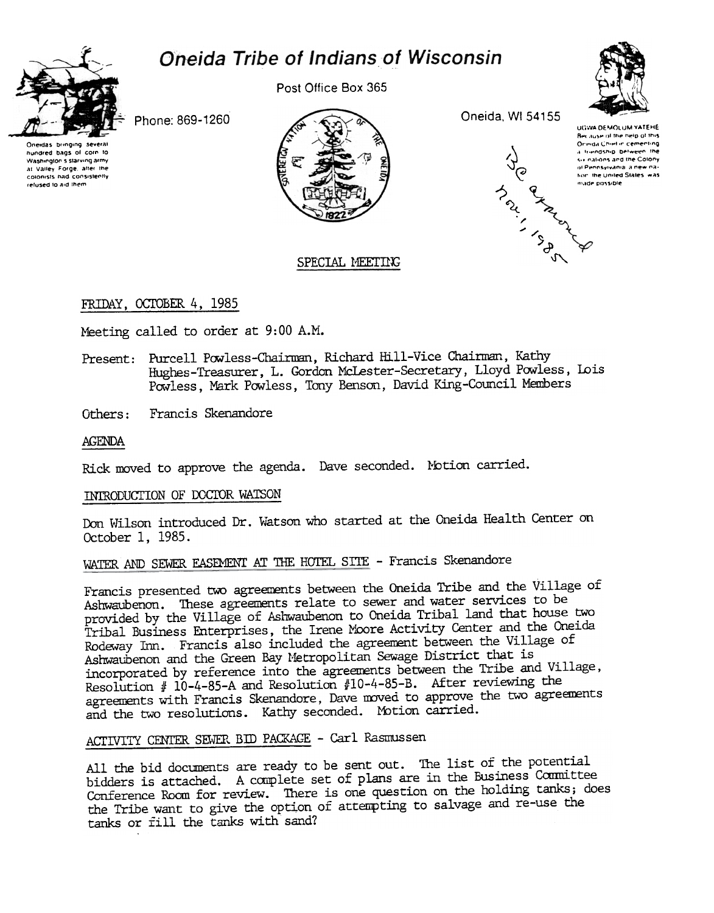# Oneida Tribe of Indians of Wisconsin

Oneidas bringing several hundred bags of corn to Washington's starving army at Valley Forge, after the colonists had consistently refused to aid them

Post Office Box 365

Phone: 869-1260

Oneida, WI 54155

UGWA DEMOLUM YATEHE
Because of the help of this Oneida Chief in cementing a friendship between the six nations and the Colony of Pennsylvania, a new nation, the United States was made possible

BC approved Nov. 1, 1985

SPECIAL MEETING

FRIDAY, OCTOBER 4, 1985

Meeting called to order at 9:00 A.M.

Present: Purcell Powless-Chairman, Richard Hill-Vice Chairman, Kathy Hughes-Treasurer, L. Gordon McLester-Secretary, Lloyd Powless, Lois Powless, Mark Powless, Tony Benson, David King-Council Members

Others: Francis Skenandore

AGENDA

Rick moved to approve the agenda. Dave seconded. Motion carried.

INTRODUCTION OF DOCTOR WATSON

Don Wilson introduced Dr. Watson who started at the Oneida Health Center on October 1, 1985.

WATER AND SEWER EASEMENT AT THE HOTEL SITE - Francis Skenandore

Francis presented two agreements between the Oneida Tribe and the Village of Ashwaubenon. These agreements relate to sewer and water services to be provided by the Village of Ashwaubenon to Oneida Tribal land that house two Tribal Business Enterprises, the Irene Moore Activity Center and the Oneida Rodeway Inn. Francis also included the agreement between the Village of Ashwaubenon and the Green Bay Metropolitan Sewage District that is incorporated by reference into the agreements between the Tribe and Village, Resolution # 10-4-85-A and Resolution #10-4-85-B. After reviewing the agreements with Francis Skenandore, Dave moved to approve the two agreements and the two resolutions. Kathy seconded. Motion carried.

ACTIVITY CENTER SEWER BID PACKAGE - Carl Rasmussen

All the bid documents are ready to be sent out. The list of the potential bidders is attached. A complete set of plans are in the Business Committee Conference Room for review. There is one question on the holding tanks; does the Tribe want to give the option of attempting to salvage and re-use the tanks or fill the tanks with sand?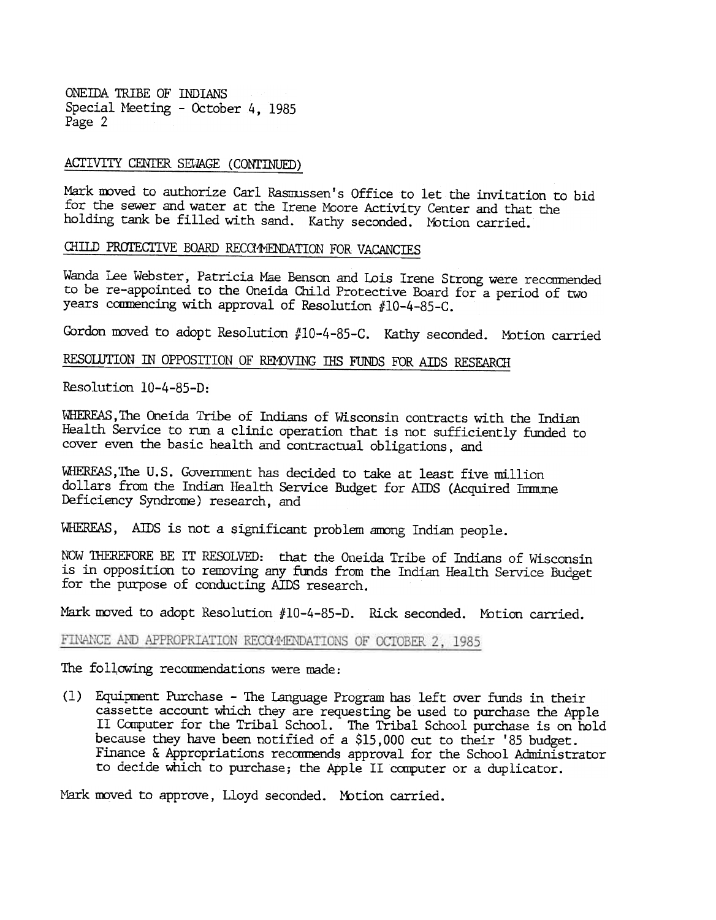ONEIDA TRIBE OF INDIANS
Special Meeting - October 4, 1985
Page 2

## ACTIVITY CENTER SEWAGE (CONTINUED)

Mark moved to authorize Carl Rasmussen's Office to let the invitation to bid for the sewer and water at the Irene Moore Activity Center and that the holding tank be filled with sand. Kathy seconded. Motion carried.

## CHILD PROTECTIVE BOARD RECOMMENDATION FOR VACANCIES

Wanda Lee Webster, Patricia Mae Benson and Lois Irene Strong were recommended to be re-appointed to the Oneida Child Protective Board for a period of two years commencing with approval of Resolution #10-4-85-C.

Gordon moved to adopt Resolution #10-4-85-C. Kathy seconded. Motion carried

## RESOLUTION IN OPPOSITION OF REMOVING IHS FUNDS FOR AIDS RESEARCH

Resolution 10-4-85-D:

WHEREAS, The Oneida Tribe of Indians of Wisconsin contracts with the Indian Health Service to run a clinic operation that is not sufficiently funded to cover even the basic health and contractual obligations, and

WHEREAS, The U.S. Government has decided to take at least five million dollars from the Indian Health Service Budget for AIDS (Acquired Immune Deficiency Syndrome) research, and

WHEREAS, AIDS is not a significant problem among Indian people.

NOW THEREFORE BE IT RESOLVED: that the Oneida Tribe of Indians of Wisconsin is in opposition to removing any funds from the Indian Health Service Budget for the purpose of conducting AIDS research.

Mark moved to adopt Resolution #10-4-85-D. Rick seconded. Motion carried.

## FINANCE AND APPROPRIATION RECOMMENDATIONS OF OCTOBER 2, 1985

The following recommendations were made:

(1) Equipment Purchase - The Language Program has left over funds in their cassette account which they are requesting be used to purchase the Apple II Computer for the Tribal School. The Tribal School purchase is on hold because they have been notified of a $15,000 cut to their '85 budget. Finance & Appropriations recommends approval for the School Administrator to decide which to purchase; the Apple II computer or a duplicator.

Mark moved to approve, Lloyd seconded. Motion carried.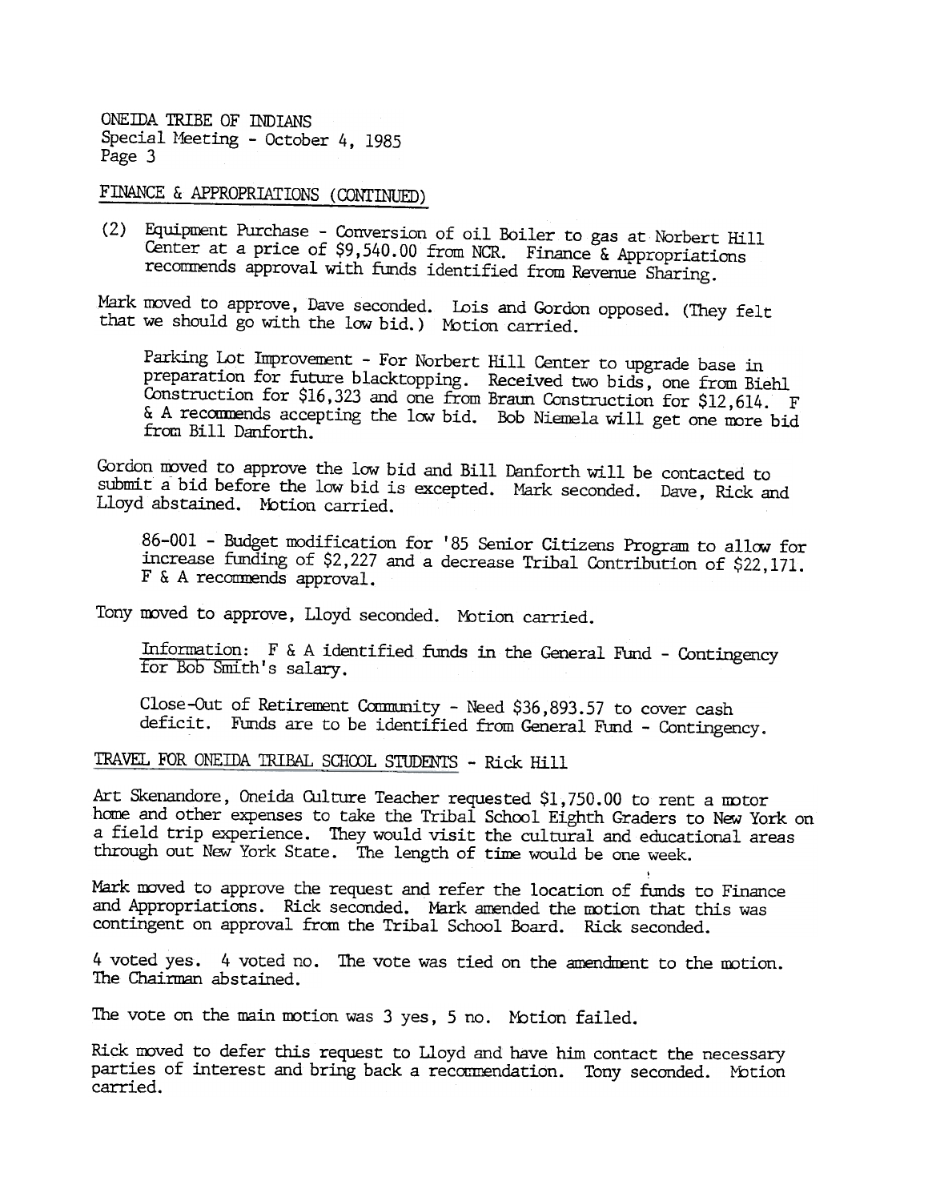ONEIDA TRIBE OF INDIANS
Special Meeting - October 4, 1985

FINANCE & APPROPRIATIONS (CONTINUED)

(2) Equipment Purchase - Conversion of oil Boiler to gas at Norbert Hill Center at a price of $9,540.00 from NCR. Finance & Appropriations recommends approval with funds identified from Revenue Sharing.

Mark moved to approve, Dave seconded. Lois and Gordon opposed. (They felt that we should go with the low bid.) Motion carried.

Parking Lot Improvement - For Norbert Hill Center to upgrade base in preparation for future blacktopping. Received two bids, one from Biehl Construction for $16,323 and one from Braun Construction for $12,614. F & A recommends accepting the low bid. Bob Niemela will get one more bid from Bill Danforth.

Gordon moved to approve the low bid and Bill Danforth will be contacted to submit a bid before the low bid is excepted. Mark seconded. Dave, Rick and Lloyd abstained. Motion carried.

86-001 - Budget modification for '85 Senior Citizens Program to allow for increase funding of $2,227 and a decrease Tribal Contribution of $22,171. F & A recommends approval.

Tony moved to approve, Lloyd seconded. Motion carried.

Information: F & A identified funds in the General Fund - Contingency for Bob Smith's salary.

Close-Out of Retirement Community - Need $36,893.57 to cover cash deficit. Funds are to be identified from General Fund - Contingency.

TRAVEL FOR ONEIDA TRIBAL SCHOOL STUDENTS - Rick Hill

Art Skenandore, Oneida Culture Teacher requested $1,750.00 to rent a motor home and other expenses to take the Tribal School Eighth Graders to New York on a field trip experience. They would visit the cultural and educational areas through out New York State. The length of time would be one week.

Mark moved to approve the request and refer the location of funds to Finance and Appropriations. Rick seconded. Mark amended the motion that this was contingent on approval from the Tribal School Board. Rick seconded.

4 voted yes. 4 voted no. The vote was tied on the amendment to the motion. The Chairman abstained.

The vote on the main motion was 3 yes, 5 no. Motion failed.

Rick moved to defer this request to Lloyd and have him contact the necessary parties of interest and bring back a recommendation. Tony seconded. Motion carried.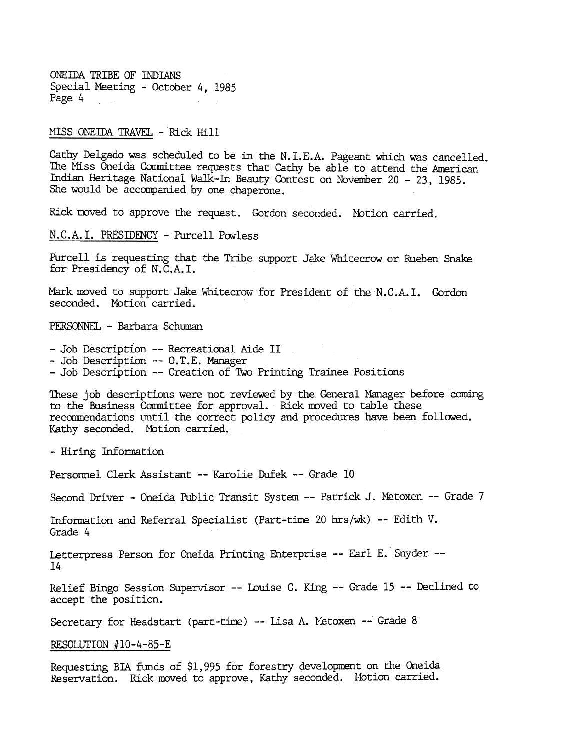ONEIDA TRIBE OF INDIANS
Special Meeting - October 4, 1985
Page 4

MISS ONEIDA TRAVEL - Rick Hill

Cathy Delgado was scheduled to be in the N.I.E.A. Pageant which was cancelled. The Miss Oneida Committee requests that Cathy be able to attend the American Indian Heritage National Walk-In Beauty Contest on November 20 - 23, 1985. She would be accompanied by one chaperone.

Rick moved to approve the request. Gordon seconded. Motion carried.

N.C.A.I. PRESIDENCY - Purcell Powless

Purcell is requesting that the Tribe support Jake Whitecrow or Rueben Snake for Presidency of N.C.A.I.

Mark moved to support Jake Whitecrow for President of the N.C.A.I. Gordon seconded. Motion carried.

PERSONNEL - Barbara Schuman

- Job Description -- Recreational Aide II
- Job Description -- O.T.E. Manager
- Job Description -- Creation of Two Printing Trainee Positions

These job descriptions were not reviewed by the General Manager before coming to the Business Committee for approval. Rick moved to table these recommendations until the correct policy and procedures have been followed. Kathy seconded. Motion carried.

- Hiring Information

Personnel Clerk Assistant -- Karolie Dufek -- Grade 10

Second Driver - Oneida Public Transit System -- Patrick J. Metoxen -- Grade 7

Information and Referral Specialist (Part-time 20 hrs/wk) -- Edith V. Grade 4

Letterpress Person for Oneida Printing Enterprise -- Earl E. Snyder -- 14

Relief Bingo Session Supervisor -- Louise C. King -- Grade 15 -- Declined to accept the position.

Secretary for Headstart (part-time) -- Lisa A. Metoxen -- Grade 8

RESOLUTION #10-4-85-E

Requesting BIA funds of $1,995 for forestry development on the Oneida Reservation. Rick moved to approve, Kathy seconded. Motion carried.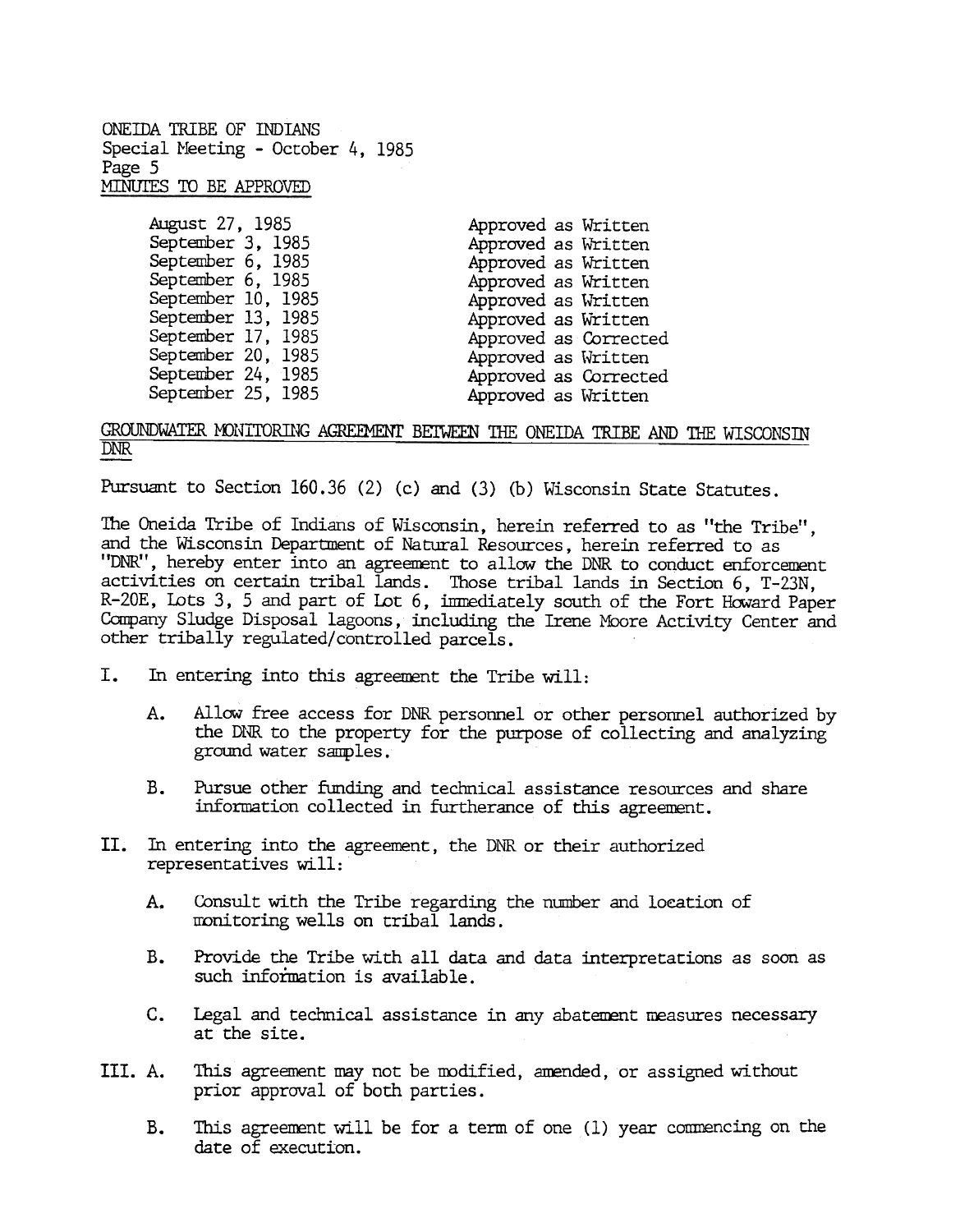ONEIDA TRIBE OF INDIANS
Special Meeting - October 4, 1985
Page 5

MINUTES TO BE APPROVED

| | |
|---|---|
| August 27, 1985 | Approved as Written |
| September 3, 1985 | Approved as Written |
| September 6, 1985 | Approved as Written |
| September 6, 1985 | Approved as Written |
| September 10, 1985 | Approved as Written |
| September 13, 1985 | Approved as Written |
| September 17, 1985 | Approved as Corrected |
| September 20, 1985 | Approved as Written |
| September 24, 1985 | Approved as Corrected |
| September 25, 1985 | Approved as Written |

GROUNDWATER MONITORING AGREEMENT BETWEEN THE ONEIDA TRIBE AND THE WISCONSIN DNR

Pursuant to Section 160.36 (2) (c) and (3) (b) Wisconsin State Statutes.

The Oneida Tribe of Indians of Wisconsin, herein referred to as "the Tribe", and the Wisconsin Department of Natural Resources, herein referred to as "DNR", hereby enter into an agreement to allow the DNR to conduct enforcement activities on certain tribal lands. Those tribal lands in Section 6, T-23N, R-20E, Lots 3, 5 and part of Lot 6, immediately south of the Fort Howard Paper Company Sludge Disposal lagoons, including the Irene Moore Activity Center and other tribally regulated/controlled parcels.

I. In entering into this agreement the Tribe will:

   A. Allow free access for DNR personnel or other personnel authorized by the DNR to the property for the purpose of collecting and analyzing ground water samples.

   B. Pursue other funding and technical assistance resources and share information collected in furtherance of this agreement.

II. In entering into the agreement, the DNR or their authorized representatives will:

   A. Consult with the Tribe regarding the number and location of monitoring wells on tribal lands.

   B. Provide the Tribe with all data and data interpretations as soon as such information is available.

   C. Legal and technical assistance in any abatement measures necessary at the site.

III. A. This agreement may not be modified, amended, or assigned without prior approval of both parties.

   B. This agreement will be for a term of one (1) year commencing on the date of execution.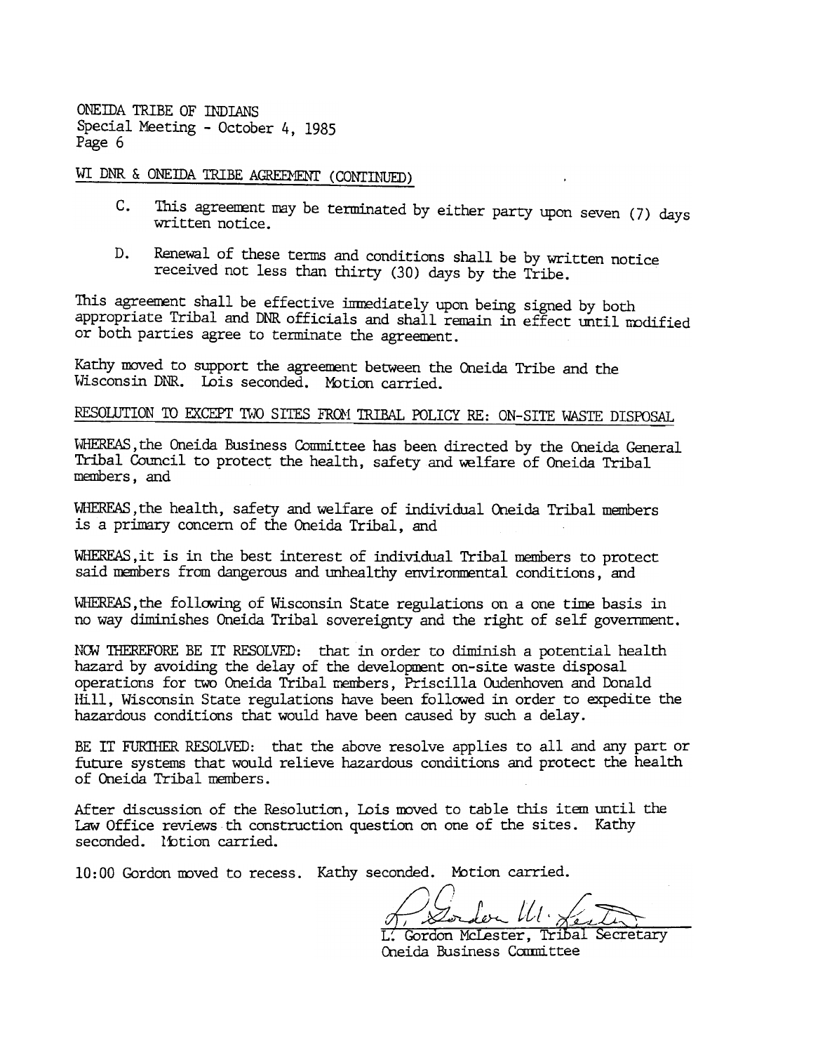ONEIDA TRIBE OF INDIANS
Special Meeting - October 4, 1985
Page 6

WI DNR & ONEIDA TRIBE AGREEMENT (CONTINUED)

C. This agreement may be terminated by either party upon seven (7) days written notice.

D. Renewal of these terms and conditions shall be by written notice received not less than thirty (30) days by the Tribe.

This agreement shall be effective immediately upon being signed by both appropriate Tribal and DNR officials and shall remain in effect until modified or both parties agree to terminate the agreement.

Kathy moved to support the agreement between the Oneida Tribe and the Wisconsin DNR. Lois seconded. Motion carried.

RESOLUTION TO EXCEPT TWO SITES FROM TRIBAL POLICY RE: ON-SITE WASTE DISPOSAL

WHEREAS, the Oneida Business Committee has been directed by the Oneida General Tribal Council to protect the health, safety and welfare of Oneida Tribal members, and

WHEREAS, the health, safety and welfare of individual Oneida Tribal members is a primary concern of the Oneida Tribal, and

WHEREAS, it is in the best interest of individual Tribal members to protect said members from dangerous and unhealthy environmental conditions, and

WHEREAS, the following of Wisconsin State regulations on a one time basis in no way diminishes Oneida Tribal sovereignty and the right of self government.

NOW THEREFORE BE IT RESOLVED: that in order to diminish a potential health hazard by avoiding the delay of the development on-site waste disposal operations for two Oneida Tribal members, Priscilla Oudenhoven and Donald Hill, Wisconsin State regulations have been followed in order to expedite the hazardous conditions that would have been caused by such a delay.

BE IT FURTHER RESOLVED: that the above resolve applies to all and any part or future systems that would relieve hazardous conditions and protect the health of Oneida Tribal members.

After discussion of the Resolution, Lois moved to table this item until the Law Office reviews th construction question on one of the sites. Kathy seconded. Motion carried.

10:00 Gordon moved to recess. Kathy seconded. Motion carried.

L. Gordon McLester, Tribal Secretary
Oneida Business Committee